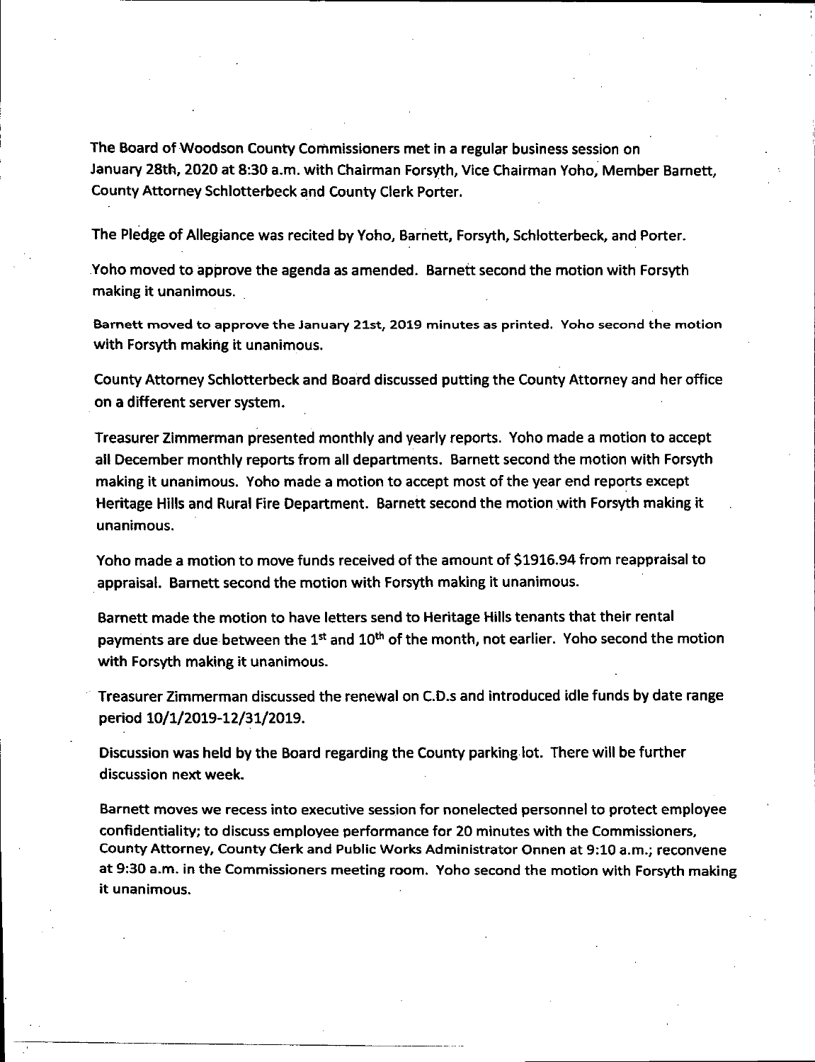The Board of Woodson County Commissioners met in a regular business session on January 28th, 2020 at 8:30 a.m. with Chairman Forsyth, Vice Chairman Yoho, Member Barnett, County Attorney Schlotterbeck and County Clerk Porter.

The Pledge of Allegiance was recited by Yoho, Barnett, Forsyth, Schlotterbeck, and Porter.

Yoho moved to approve the agenda as amended. Barnett second the motion with Forsyth making it unanimous.

Barnett moved to approve the January 21st, 2019 minutes as printed. Yoho second the motion with Forsyth making it unanimous.

County Attorney Schlotterbeck and Board discussed putting the County Attorney and her office on a different server system.

Treasurer Zimmerman presented monthly and yearly reports. Yoho made a motion to accept all December monthly reports from all departments. Barnett second the motion with Forsyth making it unanimous. Yoho made a motion to accept most of the year end reports except Heritage Hills and Rural Fire Department. Barnett second the motion with Forsyth making it unanimous.

Yoho made a motion to move funds received of the amount of $1916.94 from reappraisal to appraisal. Barnett second the motion with Forsyth making it unanimous.

Barnett made the motion to have letters send to Heritage Hills tenants that their rental payments are due between the 1st and 10th of the month, not earlier. Yoho second the motion with Forsyth making it unanimous.

Treasurer Zimmerman discussed the renewal on C.D.s and introduced idle funds by date range period 10/1/2019-12/31/2019.

Discussion was held by the Board regarding the County parking lot. There will be further discussion next week.

Barnett moves we recess into executive session for nonelected personnel to protect employee confidentiality; to discuss employee performance for 20 minutes with the Commissioners, County Attorney, County Clerk and Public Works Administrator Onnen at 9:10 a.m.; reconvene at 9:30 a.m. in the Commissioners meeting room. Yoho second the motion with Forsyth making it unanimous.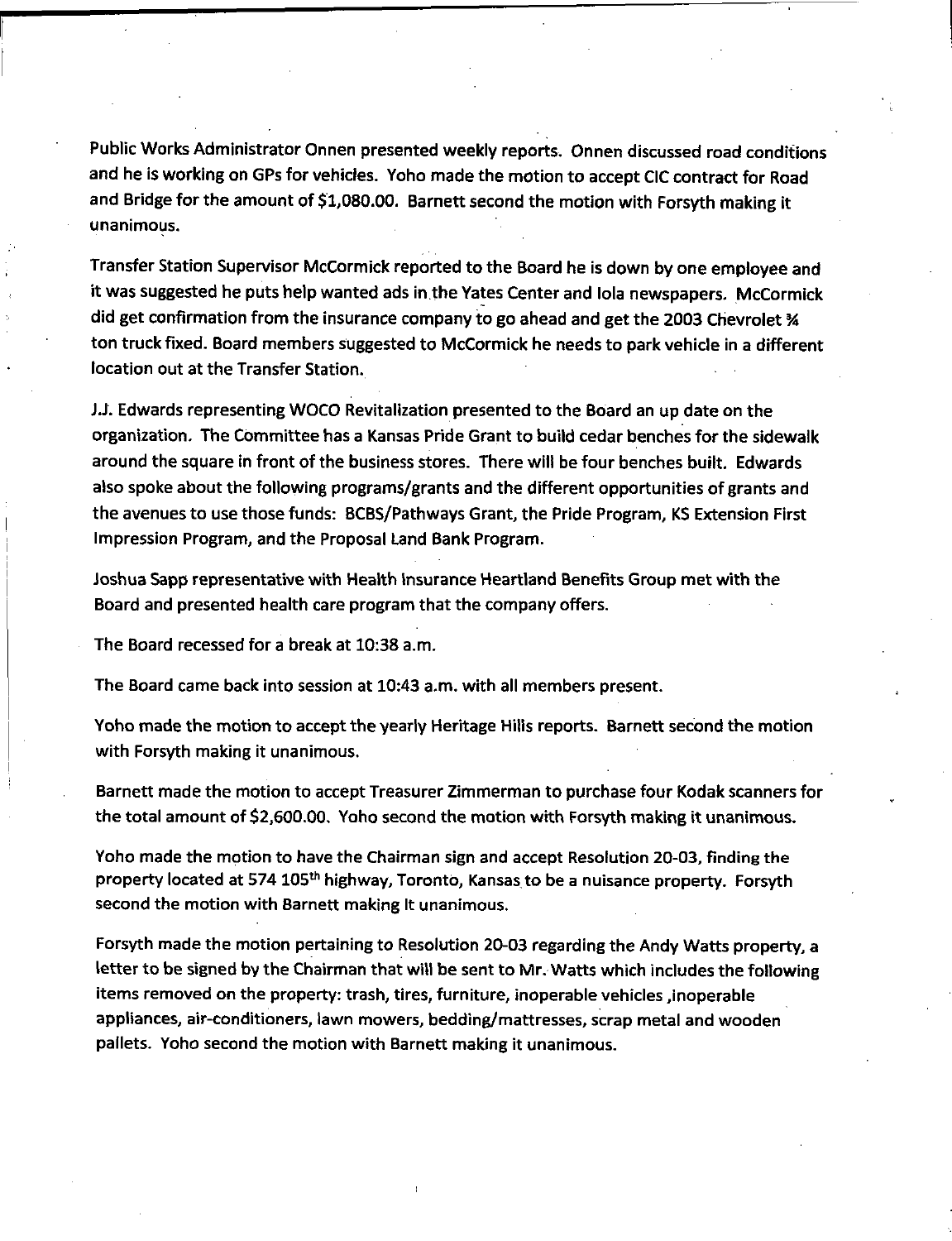Public Works Administrator Onnen presented weekly reports. Onnen discussed road conditions and he is working on GPs for vehicles. Yoho made the motion to accept CIC contract for Road and Bridge for the amount of $1,080.00. Barnett second the motion with Forsyth making it unanimous.

Transfer Station Supervisor McCormick reported to the Board he is down by one employee and it was suggested he puts help wanted ads in the Yates Center and Iola newspapers. McCormick did get confirmation from the insurance company to go ahead and get the 2003 Chevrolet ¾ ton truck fixed. Board members suggested to McCormick he needs to park vehicle in a different location out at the Transfer Station.

J.J. Edwards representing WOCO Revitalization presented to the Board an up date on the organization. The Committee has a Kansas Pride Grant to build cedar benches for the sidewalk around the square in front of the business stores. There will be four benches built. Edwards also spoke about the following programs/grants and the different opportunities of grants and the avenues to use those funds: BCBS/Pathways Grant, the Pride Program, KS Extension First Impression Program, and the Proposal Land Bank Program.

Joshua Sapp representative with Health Insurance Heartland Benefits Group met with the Board and presented health care program that the company offers.

The Board recessed for a break at 10:38 a.m.

The Board came back into session at 10:43 a.m. with all members present.

Yoho made the motion to accept the yearly Heritage Hills reports. Barnett second the motion with Forsyth making it unanimous.

Barnett made the motion to accept Treasurer Zimmerman to purchase four Kodak scanners for the total amount of $2,600.00. Yoho second the motion with Forsyth making it unanimous.

Yoho made the motion to have the Chairman sign and accept Resolution 20-03, finding the property located at 574 105th highway, Toronto, Kansas to be a nuisance property. Forsyth second the motion with Barnett making It unanimous.

Forsyth made the motion pertaining to Resolution 20-03 regarding the Andy Watts property, a letter to be signed by the Chairman that will be sent to Mr. Watts which includes the following items removed on the property: trash, tires, furniture, inoperable vehicles ,inoperable appliances, air-conditioners, lawn mowers, bedding/mattresses, scrap metal and wooden pallets. Yoho second the motion with Barnett making it unanimous.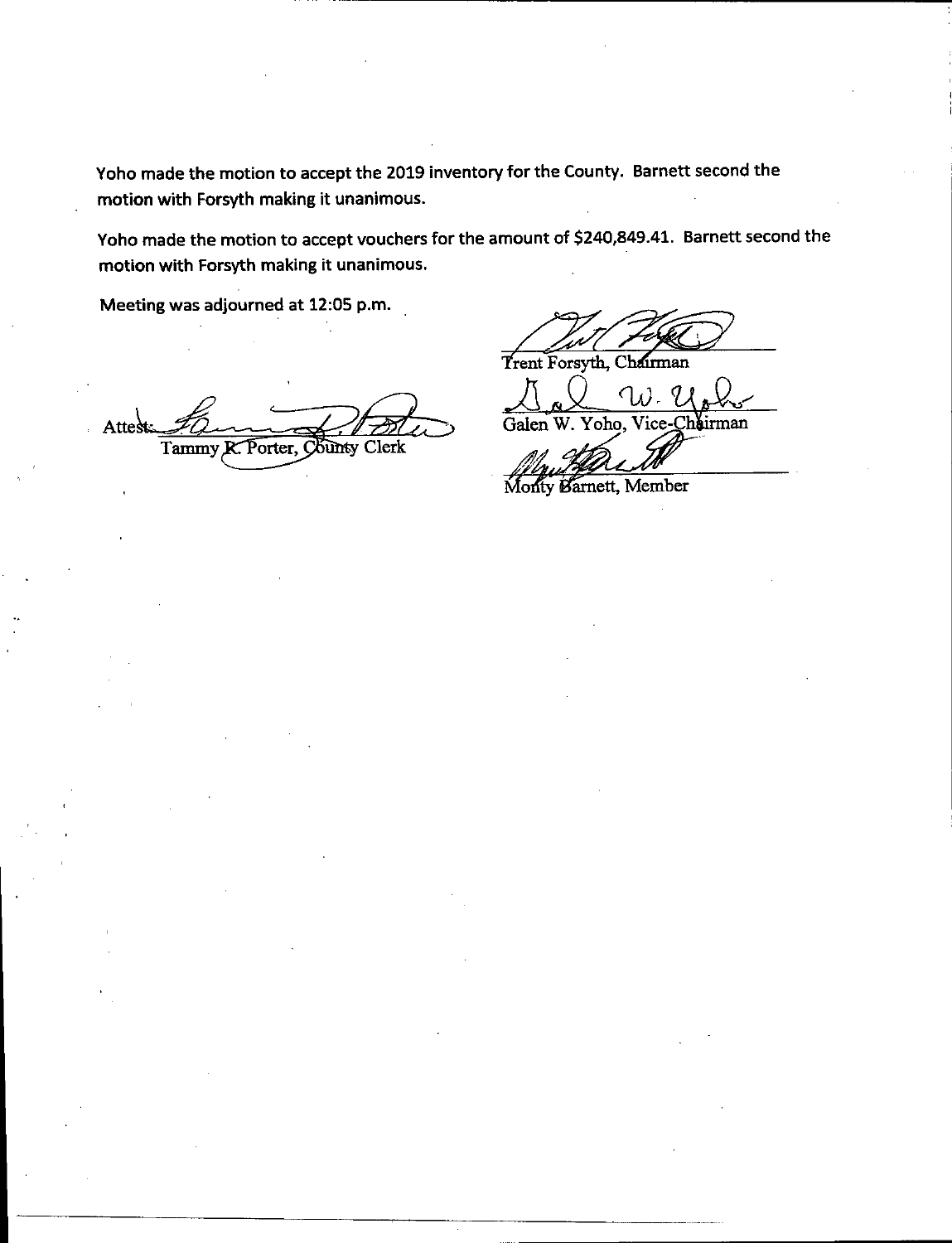Yoho made the motion to accept the 2019 inventory for the County. Barnett second the motion with Forsyth making it unanimous.

Yoho made the motion to accept vouchers for the amount of $240,849.41. Barnett second the motion with Forsyth making it unanimous.

Meeting was adjourned at 12:05 p.m.

Trent Forsyth, Chairman

Galen W. Yoho, Vice-Chairman

Monty Barnett, Member

Attest: Tammy R. Porter, County Clerk